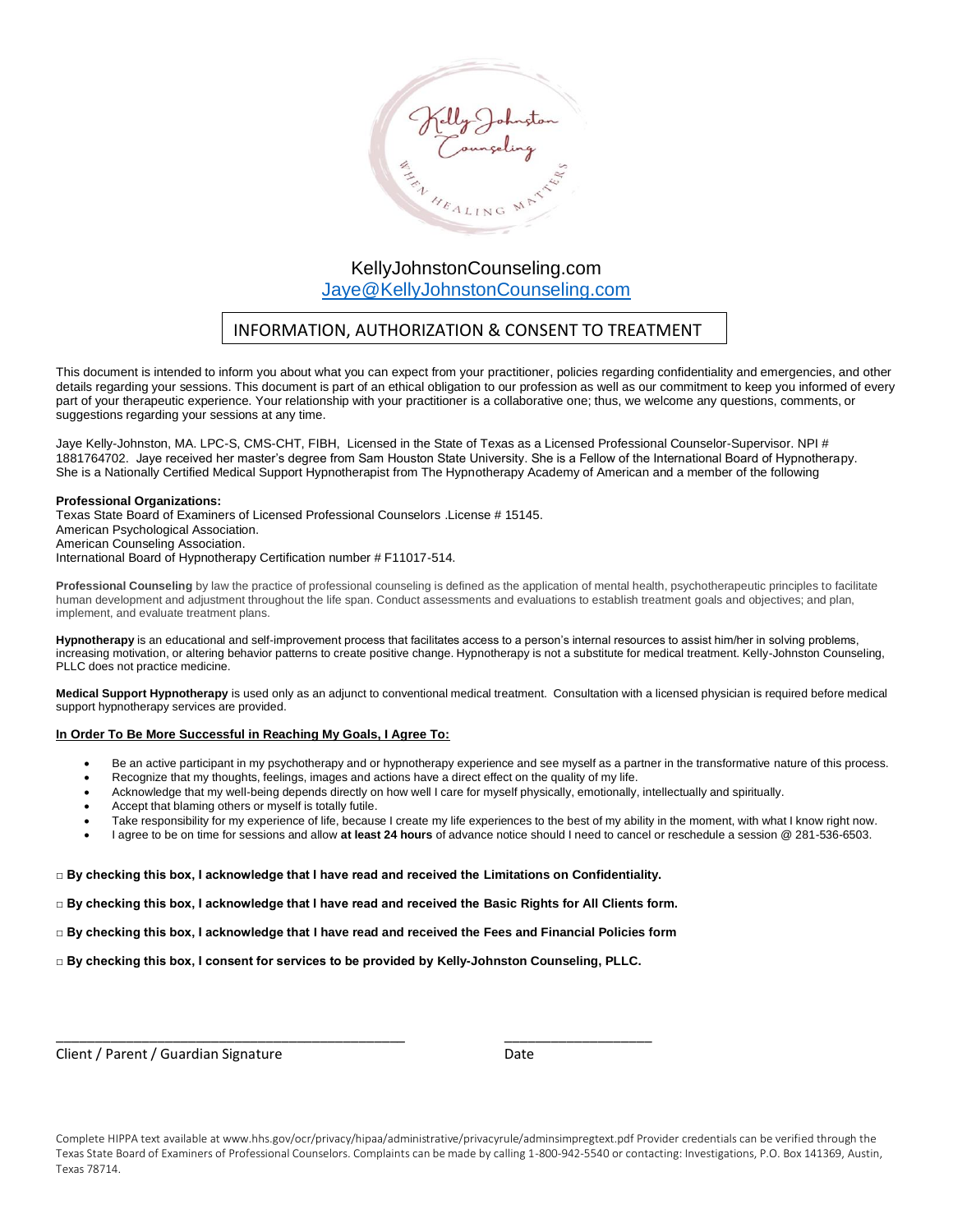KellyJohnstonCounseling.com

Jaye@KellyJohnstonCounseling.com

# INFORMATION, AUTHORIZATION & CONSENT TO TREATMENT

This document is intended to inform you about what you can expect from your practitioner, policies regarding confidentiality and emergencies, and other details regarding your sessions. This document is part of an ethical obligation to our profession as well as our commitment to keep you informed of every part of your therapeutic experience. Your relationship with your practitioner is a collaborative one; thus, we welcome any questions, comments, or suggestions regarding your sessions at any time.

Jaye Kelly-Johnston, MA. LPC-S, CMS-CHT, FIBH, Licensed in the State of Texas as a Licensed Professional Counselor-Supervisor. NPI # 1881764702. Jaye received her master's degree from Sam Houston State University. She is a Fellow of the International Board of Hypnotherapy. She is a Nationally Certified Medical Support Hypnotherapist from The Hypnotherapy Academy of American and a member of the following

**Professional Organizations:**

Texas State Board of Examiners of Licensed Professional Counselors .License # 15145.
American Psychological Association.
American Counseling Association.
International Board of Hypnotherapy Certification number # F11017-514.

**Professional Counseling** by law the practice of professional counseling is defined as the application of mental health, psychotherapeutic principles to facilitate human development and adjustment throughout the life span. Conduct assessments and evaluations to establish treatment goals and objectives; and plan, implement, and evaluate treatment plans.

**Hypnotherapy** is an educational and self-improvement process that facilitates access to a person's internal resources to assist him/her in solving problems, increasing motivation, or altering behavior patterns to create positive change. Hypnotherapy is not a substitute for medical treatment. Kelly-Johnston Counseling, PLLC does not practice medicine.

**Medical Support Hypnotherapy** is used only as an adjunct to conventional medical treatment. Consultation with a licensed physician is required before medical support hypnotherapy services are provided.

**In Order To Be More Successful in Reaching My Goals, I Agree To:**

- Be an active participant in my psychotherapy and or hypnotherapy experience and see myself as a partner in the transformative nature of this process.
- Recognize that my thoughts, feelings, images and actions have a direct effect on the quality of my life.
- Acknowledge that my well-being depends directly on how well I care for myself physically, emotionally, intellectually and spiritually.
- Accept that blaming others or myself is totally futile.
- Take responsibility for my experience of life, because I create my life experiences to the best of my ability in the moment, with what I know right now.
- I agree to be on time for sessions and allow **at least 24 hours** of advance notice should I need to cancel or reschedule a session @ 281-536-6503.

□ **By checking this box, I acknowledge that I have read and received the Limitations on Confidentiality.**

□ **By checking this box, I acknowledge that I have read and received the Basic Rights for All Clients form.**

□ **By checking this box, I acknowledge that I have read and received the Fees and Financial Policies form**

□ **By checking this box, I consent for services to be provided by Kelly-Johnston Counseling, PLLC.**

_______________________________________________ ____________________

Client / Parent / Guardian Signature Date

Complete HIPPA text available at www.hhs.gov/ocr/privacy/hipaa/administrative/privacyrule/adminsimpregtext.pdf Provider credentials can be verified through the Texas State Board of Examiners of Professional Counselors. Complaints can be made by calling 1-800-942-5540 or contacting: Investigations, P.O. Box 141369, Austin, Texas 78714.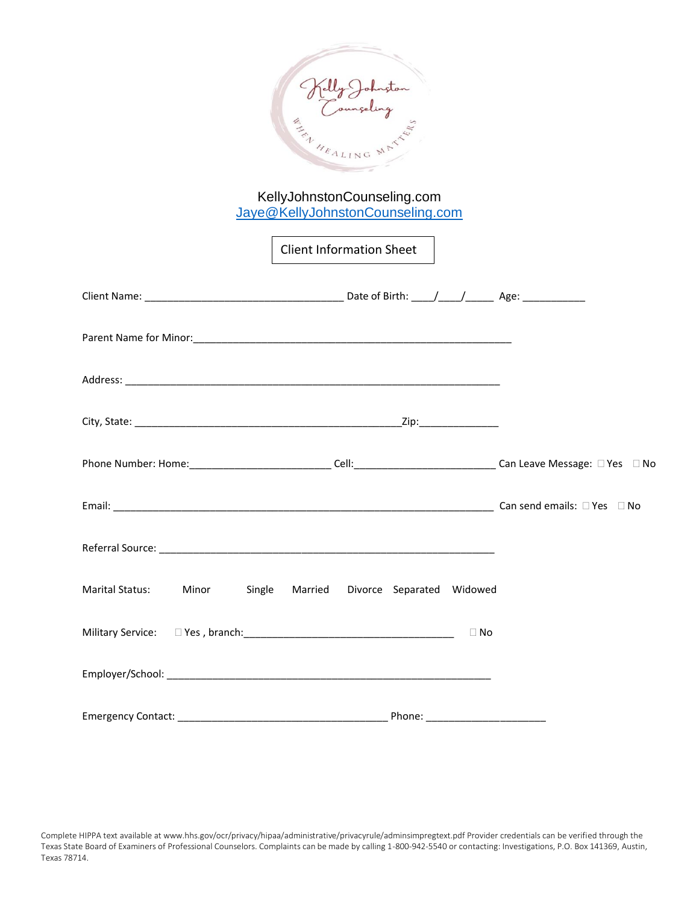KellyJohnstonCounseling.com
Jaye@KellyJohnstonCounseling.com

## Client Information Sheet

Client Name: ___________________________________ Date of Birth: ____/____/_____ Age: ___________

Parent Name for Minor:________________________________________________________

Address: __________________________________________________________________

City, State: _______________________________________________Zip:______________

Phone Number: Home:_________________________ Cell:_________________________ Can Leave Message: ☐ Yes ☐ No

Email: __________________________________________________________________ Can send emails: ☐ Yes ☐ No

Referral Source: ___________________________________________________________

Marital Status: Minor Single Married Divorce Separated Widowed

Military Service: ☐ Yes , branch:_____________________________________ ☐ No

Employer/School: ________________________________________________________

Emergency Contact: _____________________________________ Phone: _____________________

Complete HIPPA text available at www.hhs.gov/ocr/privacy/hipaa/administrative/privacyrule/adminsimpregtext.pdf Provider credentials can be verified through the Texas State Board of Examiners of Professional Counselors. Complaints can be made by calling 1-800-942-5540 or contacting: Investigations, P.O. Box 141369, Austin, Texas 78714.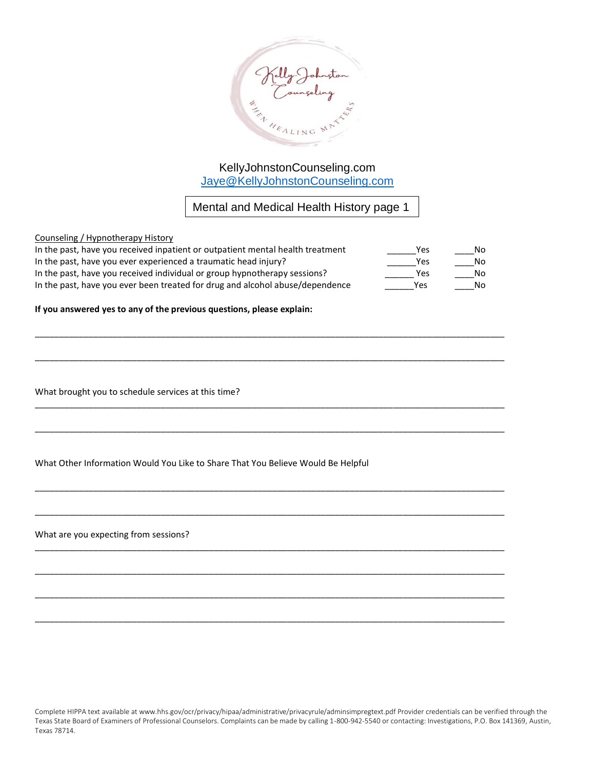KellyJohnstonCounseling.com
Jaye@KellyJohnstonCounseling.com

## Mental and Medical Health History page 1

<u>Counseling / Hypnotherapy History</u>

| | | |
|---|---|---|
| In the past, have you received inpatient or outpatient mental health treatment | ______Yes | ____No |
| In the past, have you ever experienced a traumatic head injury? | ______Yes | ____No |
| In the past, have you received individual or group hypnotherapy sessions? | ______ Yes | ____No |
| In the past, have you ever been treated for drug and alcohol abuse/dependence | ______Yes | ____No |

**If you answered yes to any of the previous questions, please explain:**

_______________________________________________________________________________________

_______________________________________________________________________________________

What brought you to schedule services at this time?

_______________________________________________________________________________________

_______________________________________________________________________________________

What Other Information Would You Like to Share That You Believe Would Be Helpful

_______________________________________________________________________________________

_______________________________________________________________________________________

What are you expecting from sessions?

_______________________________________________________________________________________

_______________________________________________________________________________________

_______________________________________________________________________________________

_______________________________________________________________________________________

Complete HIPPA text available at www.hhs.gov/ocr/privacy/hipaa/administrative/privacyrule/adminsimpregtext.pdf Provider credentials can be verified through the Texas State Board of Examiners of Professional Counselors. Complaints can be made by calling 1-800-942-5540 or contacting: Investigations, P.O. Box 141369, Austin, Texas 78714.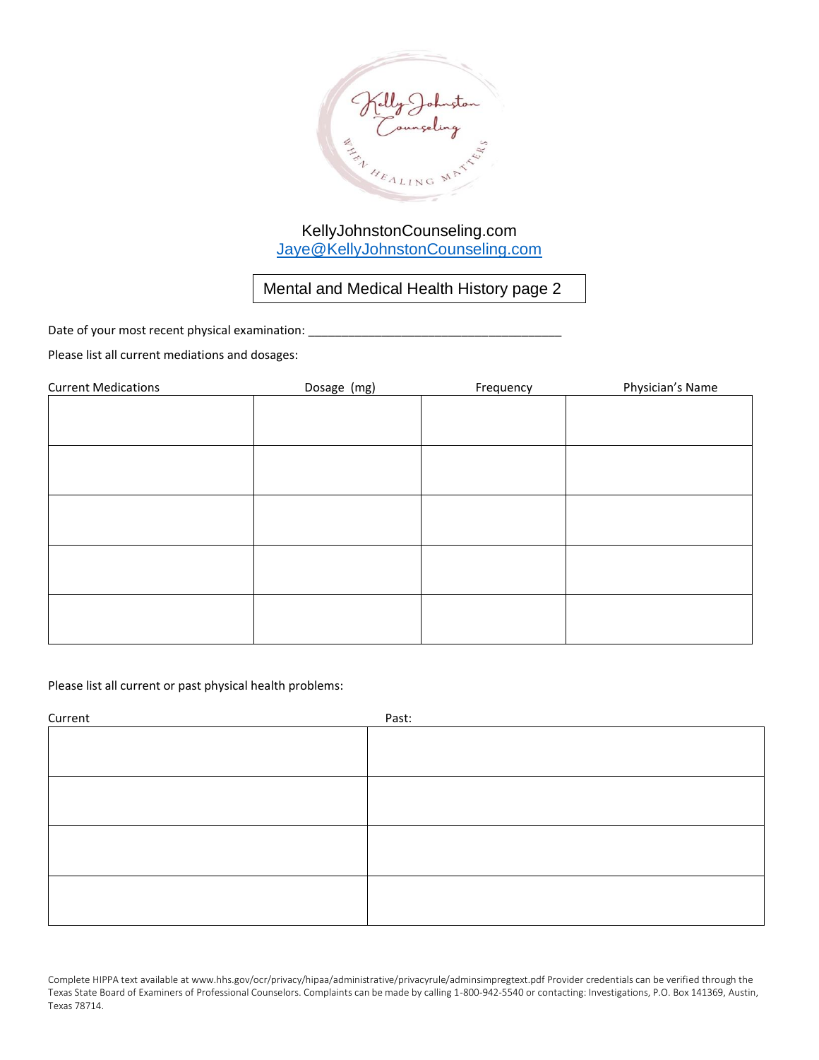Kelly Johnston Counseling

WHEN HEALING MATTERS

KellyJohnstonCounseling.com
Jaye@KellyJohnstonCounseling.com

## Mental and Medical Health History page 2

Date of your most recent physical examination: ______________________________________

Please list all current mediations and dosages:

| Current Medications | Dosage (mg) | Frequency | Physician's Name |
|---|---|---|---|
| | | | |
| | | | |
| | | | |
| | | | |
| | | | |

Please list all current or past physical health problems:

| Current | Past: |
|---|---|
| | |
| | |
| | |
| | |

Complete HIPPA text available at www.hhs.gov/ocr/privacy/hipaa/administrative/privacyrule/adminsimpregtext.pdf Provider credentials can be verified through the Texas State Board of Examiners of Professional Counselors. Complaints can be made by calling 1-800-942-5540 or contacting: Investigations, P.O. Box 141369, Austin, Texas 78714.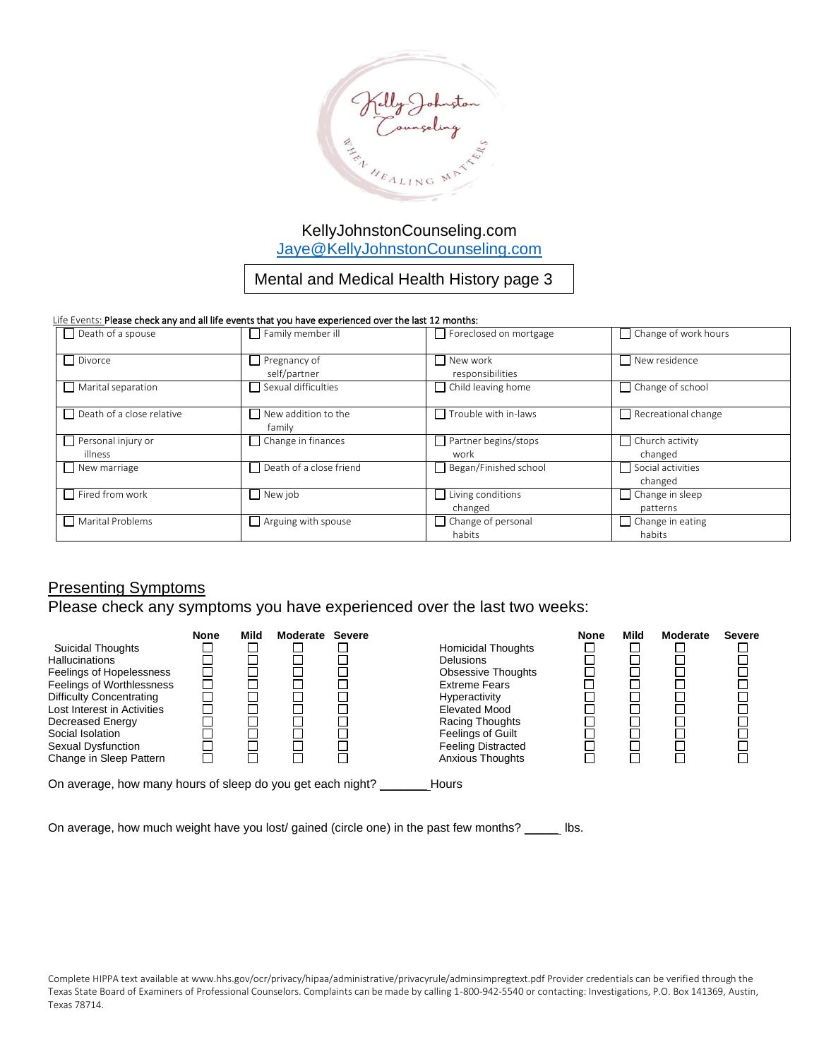KellyJohnstonCounseling.com
Jaye@KellyJohnstonCounseling.com

# Mental and Medical Health History page 3

Life Events: **Please check any and all life events that you have experienced over the last 12 months:**

| | | | |
|---|---|---|---|
| ☐ Death of a spouse | ☐ Family member ill | ☐ Foreclosed on mortgage | ☐ Change of work hours |
| ☐ Divorce | ☐ Pregnancy of self/partner | ☐ New work responsibilities | ☐ New residence |
| ☐ Marital separation | ☐ Sexual difficulties | ☐ Child leaving home | ☐ Change of school |
| ☐ Death of a close relative | ☐ New addition to the family | ☐ Trouble with in-laws | ☐ Recreational change |
| ☐ Personal injury or illness | ☐ Change in finances | ☐ Partner begins/stops work | ☐ Church activity changed |
| ☐ New marriage | ☐ Death of a close friend | ☐ Began/Finished school | ☐ Social activities changed |
| ☐ Fired from work | ☐ New job | ☐ Living conditions changed | ☐ Change in sleep patterns |
| ☐ Marital Problems | ☐ Arguing with spouse | ☐ Change of personal habits | ☐ Change in eating habits |

## Presenting Symptoms

Please check any symptoms you have experienced over the last two weeks:

| | None | Mild | Moderate | Severe |
|---|---|---|---|---|
| Suicidal Thoughts | ☐ | ☐ | ☐ | ☐ |
| Hallucinations | ☐ | ☐ | ☐ | ☐ |
| Feelings of Hopelessness | ☐ | ☐ | ☐ | ☐ |
| Feelings of Worthlessness | ☐ | ☐ | ☐ | ☐ |
| Difficulty Concentrating | ☐ | ☐ | ☐ | ☐ |
| Lost Interest in Activities | ☐ | ☐ | ☐ | ☐ |
| Decreased Energy | ☐ | ☐ | ☐ | ☐ |
| Social Isolation | ☐ | ☐ | ☐ | ☐ |
| Sexual Dysfunction | ☐ | ☐ | ☐ | ☐ |
| Change in Sleep Pattern | ☐ | ☐ | ☐ | ☐ |

| | None | Mild | Moderate | Severe |
|---|---|---|---|---|
| Homicidal Thoughts | ☐ | ☐ | ☐ | ☐ |
| Delusions | ☐ | ☐ | ☐ | ☐ |
| Obsessive Thoughts | ☐ | ☐ | ☐ | ☐ |
| Extreme Fears | ☐ | ☐ | ☐ | ☐ |
| Hyperactivity | ☐ | ☐ | ☐ | ☐ |
| Elevated Mood | ☐ | ☐ | ☐ | ☐ |
| Racing Thoughts | ☐ | ☐ | ☐ | ☐ |
| Feelings of Guilt | ☐ | ☐ | ☐ | ☐ |
| Feeling Distracted | ☐ | ☐ | ☐ | ☐ |
| Anxious Thoughts | ☐ | ☐ | ☐ | ☐ |

On average, how many hours of sleep do you get each night? _______Hours

On average, how much weight have you lost/ gained (circle one) in the past few months? _____ lbs.

Complete HIPPA text available at www.hhs.gov/ocr/privacy/hipaa/administrative/privacyrule/adminsimpregtext.pdf Provider credentials can be verified through the Texas State Board of Examiners of Professional Counselors. Complaints can be made by calling 1-800-942-5540 or contacting: Investigations, P.O. Box 141369, Austin, Texas 78714.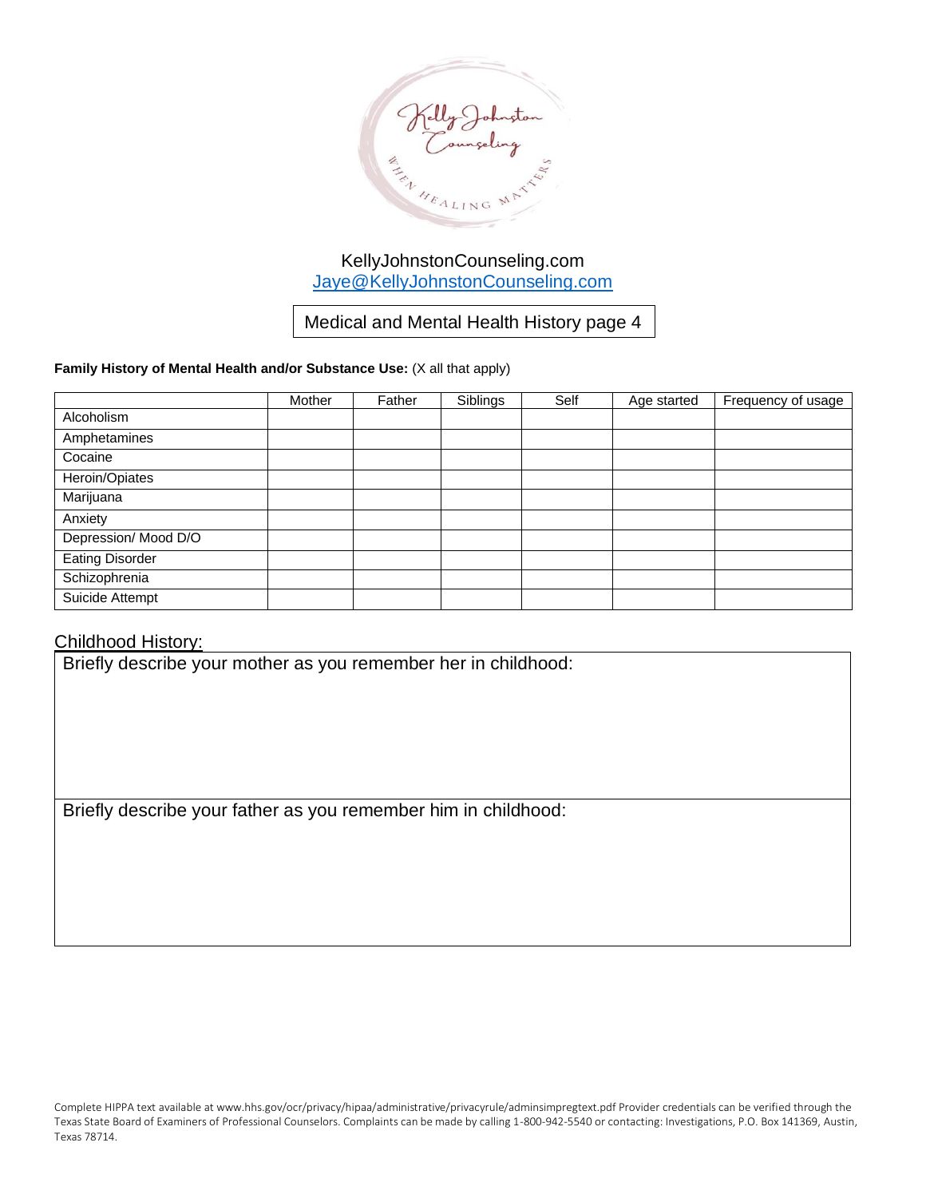KellyJohnstonCounseling.com
Jaye@KellyJohnstonCounseling.com

## Medical and Mental Health History page 4

**Family History of Mental Health and/or Substance Use:** (X all that apply)

| | Mother | Father | Siblings | Self | Age started | Frequency of usage |
|---|---|---|---|---|---|---|
| Alcoholism | | | | | | |
| Amphetamines | | | | | | |
| Cocaine | | | | | | |
| Heroin/Opiates | | | | | | |
| Marijuana | | | | | | |
| Anxiety | | | | | | |
| Depression/ Mood D/O | | | | | | |
| Eating Disorder | | | | | | |
| Schizophrenia | | | | | | |
| Suicide Attempt | | | | | | |

### Childhood History:

Briefly describe your mother as you remember her in childhood:

Briefly describe your father as you remember him in childhood:

Complete HIPPA text available at www.hhs.gov/ocr/privacy/hipaa/administrative/privacyrule/adminsimpregtext.pdf Provider credentials can be verified through the Texas State Board of Examiners of Professional Counselors. Complaints can be made by calling 1-800-942-5540 or contacting: Investigations, P.O. Box 141369, Austin, Texas 78714.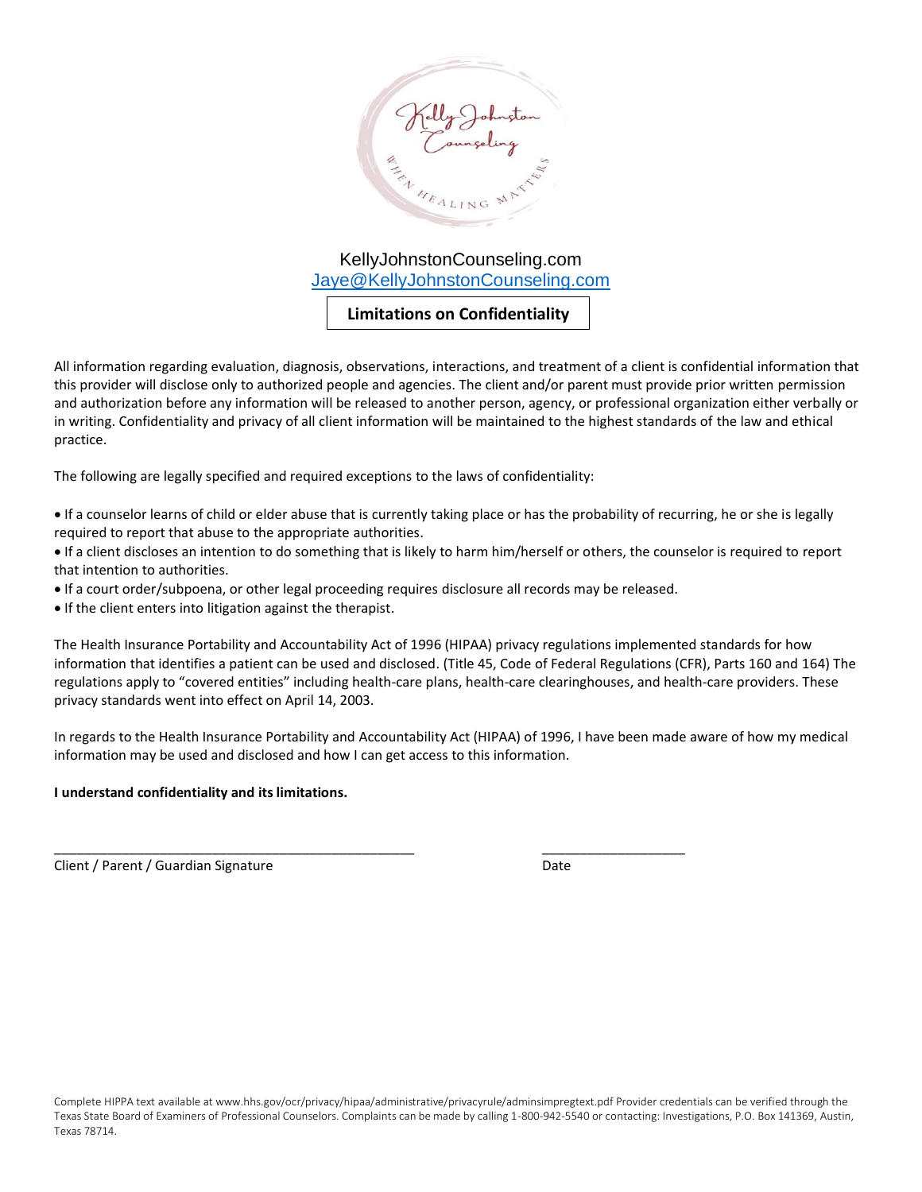KellyJohnstonCounseling.com
Jaye@KellyJohnstonCounseling.com

## Limitations on Confidentiality

All information regarding evaluation, diagnosis, observations, interactions, and treatment of a client is confidential information that this provider will disclose only to authorized people and agencies. The client and/or parent must provide prior written permission and authorization before any information will be released to another person, agency, or professional organization either verbally or in writing. Confidentiality and privacy of all client information will be maintained to the highest standards of the law and ethical practice.

The following are legally specified and required exceptions to the laws of confidentiality:

- If a counselor learns of child or elder abuse that is currently taking place or has the probability of recurring, he or she is legally required to report that abuse to the appropriate authorities.
- If a client discloses an intention to do something that is likely to harm him/herself or others, the counselor is required to report that intention to authorities.
- If a court order/subpoena, or other legal proceeding requires disclosure all records may be released.
- If the client enters into litigation against the therapist.

The Health Insurance Portability and Accountability Act of 1996 (HIPAA) privacy regulations implemented standards for how information that identifies a patient can be used and disclosed. (Title 45, Code of Federal Regulations (CFR), Parts 160 and 164) The regulations apply to "covered entities" including health-care plans, health-care clearinghouses, and health-care providers. These privacy standards went into effect on April 14, 2003.

In regards to the Health Insurance Portability and Accountability Act (HIPAA) of 1996, I have been made aware of how my medical information may be used and disclosed and how I can get access to this information.

**I understand confidentiality and its limitations.**

_______________________________________________ ___________________

Client / Parent / Guardian Signature Date

Complete HIPPA text available at www.hhs.gov/ocr/privacy/hipaa/administrative/privacyrule/adminsimpregtext.pdf Provider credentials can be verified through the Texas State Board of Examiners of Professional Counselors. Complaints can be made by calling 1-800-942-5540 or contacting: Investigations, P.O. Box 141369, Austin, Texas 78714.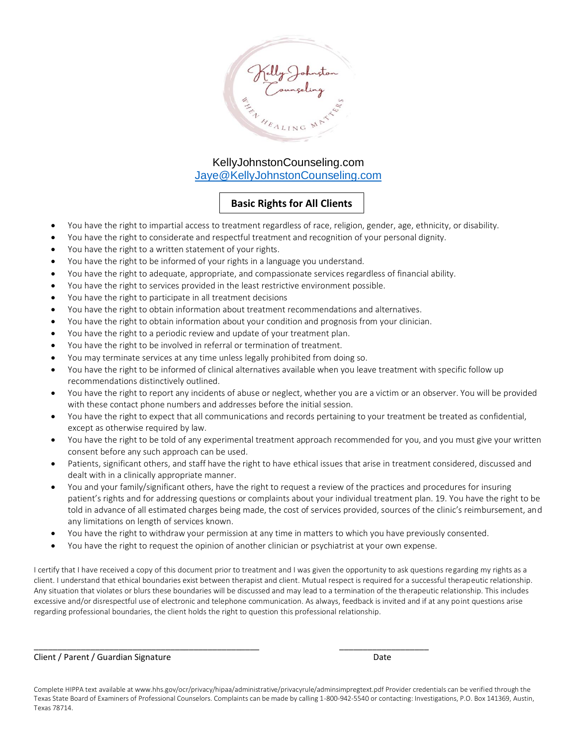KellyJohnstonCounseling.com
Jaye@KellyJohnstonCounseling.com

## Basic Rights for All Clients

- You have the right to impartial access to treatment regardless of race, religion, gender, age, ethnicity, or disability.
- You have the right to considerate and respectful treatment and recognition of your personal dignity.
- You have the right to a written statement of your rights.
- You have the right to be informed of your rights in a language you understand.
- You have the right to adequate, appropriate, and compassionate services regardless of financial ability.
- You have the right to services provided in the least restrictive environment possible.
- You have the right to participate in all treatment decisions
- You have the right to obtain information about treatment recommendations and alternatives.
- You have the right to obtain information about your condition and prognosis from your clinician.
- You have the right to a periodic review and update of your treatment plan.
- You have the right to be involved in referral or termination of treatment.
- You may terminate services at any time unless legally prohibited from doing so.
- You have the right to be informed of clinical alternatives available when you leave treatment with specific follow up recommendations distinctively outlined.
- You have the right to report any incidents of abuse or neglect, whether you are a victim or an observer. You will be provided with these contact phone numbers and addresses before the initial session.
- You have the right to expect that all communications and records pertaining to your treatment be treated as confidential, except as otherwise required by law.
- You have the right to be told of any experimental treatment approach recommended for you, and you must give your written consent before any such approach can be used.
- Patients, significant others, and staff have the right to have ethical issues that arise in treatment considered, discussed and dealt with in a clinically appropriate manner.
- You and your family/significant others, have the right to request a review of the practices and procedures for insuring patient's rights and for addressing questions or complaints about your individual treatment plan. 19. You have the right to be told in advance of all estimated charges being made, the cost of services provided, sources of the clinic's reimbursement, and any limitations on length of services known.
- You have the right to withdraw your permission at any time in matters to which you have previously consented.
- You have the right to request the opinion of another clinician or psychiatrist at your own expense.

I certify that I have received a copy of this document prior to treatment and I was given the opportunity to ask questions regarding my rights as a client. I understand that ethical boundaries exist between therapist and client. Mutual respect is required for a successful therapeutic relationship. Any situation that violates or blurs these boundaries will be discussed and may lead to a termination of the therapeutic relationship. This includes excessive and/or disrespectful use of electronic and telephone communication. As always, feedback is invited and if at any point questions arise regarding professional boundaries, the client holds the right to question this professional relationship.

\_\_\_\_\_\_\_\_\_\_\_\_\_\_\_\_\_\_\_\_\_\_\_\_\_\_\_\_\_\_\_\_\_\_\_\_\_\_\_\_\_\_\_\_\_ \_\_\_\_\_\_\_\_\_\_\_\_\_\_\_\_\_\_\_\_

Client / Parent / Guardian Signature Date

Complete HIPPA text available at www.hhs.gov/ocr/privacy/hipaa/administrative/privacyrule/adminsimpregtext.pdf Provider credentials can be verified through the Texas State Board of Examiners of Professional Counselors. Complaints can be made by calling 1-800-942-5540 or contacting: Investigations, P.O. Box 141369, Austin, Texas 78714.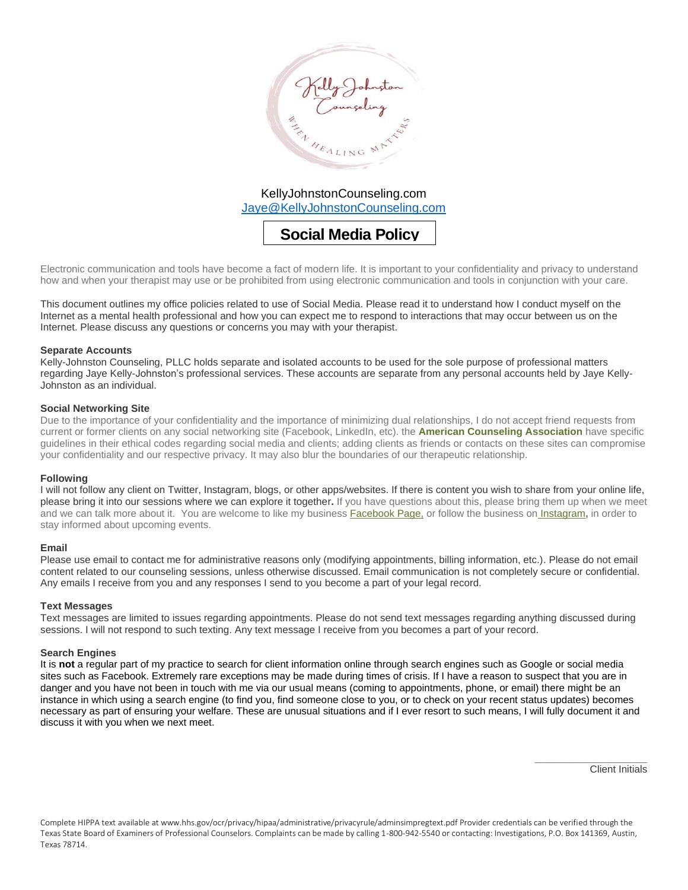KellyJohnstonCounseling.com
Jaye@KellyJohnstonCounseling.com

# Social Media Policy

Electronic communication and tools have become a fact of modern life. It is important to your confidentiality and privacy to understand how and when your therapist may use or be prohibited from using electronic communication and tools in conjunction with your care.

This document outlines my office policies related to use of Social Media. Please read it to understand how I conduct myself on the Internet as a mental health professional and how you can expect me to respond to interactions that may occur between us on the Internet. Please discuss any questions or concerns you may with your therapist.

**Separate Accounts**
Kelly-Johnston Counseling, PLLC holds separate and isolated accounts to be used for the sole purpose of professional matters regarding Jaye Kelly-Johnston's professional services. These accounts are separate from any personal accounts held by Jaye Kelly-Johnston as an individual.

**Social Networking Site**
Due to the importance of your confidentiality and the importance of minimizing dual relationships, I do not accept friend requests from current or former clients on any social networking site (Facebook, LinkedIn, etc). the **American Counseling Association** have specific guidelines in their ethical codes regarding social media and clients; adding clients as friends or contacts on these sites can compromise your confidentiality and our respective privacy. It may also blur the boundaries of our therapeutic relationship.

**Following**
I will not follow any client on Twitter, Instagram, blogs, or other apps/websites. If there is content you wish to share from your online life, please bring it into our sessions where we can explore it together**.** If you have questions about this, please bring them up when we meet and we can talk more about it. You are welcome to like my business Facebook Page, or follow the business on Instagram**,** in order to stay informed about upcoming events.

**Email**
Please use email to contact me for administrative reasons only (modifying appointments, billing information, etc.). Please do not email content related to our counseling sessions, unless otherwise discussed. Email communication is not completely secure or confidential. Any emails I receive from you and any responses I send to you become a part of your legal record.

**Text Messages**
Text messages are limited to issues regarding appointments. Please do not send text messages regarding anything discussed during sessions. I will not respond to such texting. Any text message I receive from you becomes a part of your record.

**Search Engines**
It is **not** a regular part of my practice to search for client information online through search engines such as Google or social media sites such as Facebook. Extremely rare exceptions may be made during times of crisis. If I have a reason to suspect that you are in danger and you have not been in touch with me via our usual means (coming to appointments, phone, or email) there might be an instance in which using a search engine (to find you, find someone close to you, or to check on your recent status updates) becomes necessary as part of ensuring your welfare. These are unusual situations and if I ever resort to such means, I will fully document it and discuss it with you when we next meet.

\_\_\_\_\_\_\_\_\_\_\_\_\_\_\_\_
Client Initials

Complete HIPPA text available at www.hhs.gov/ocr/privacy/hipaa/administrative/privacyrule/adminsimpregtext.pdf Provider credentials can be verified through the Texas State Board of Examiners of Professional Counselors. Complaints can be made by calling 1-800-942-5540 or contacting: Investigations, P.O. Box 141369, Austin, Texas 78714.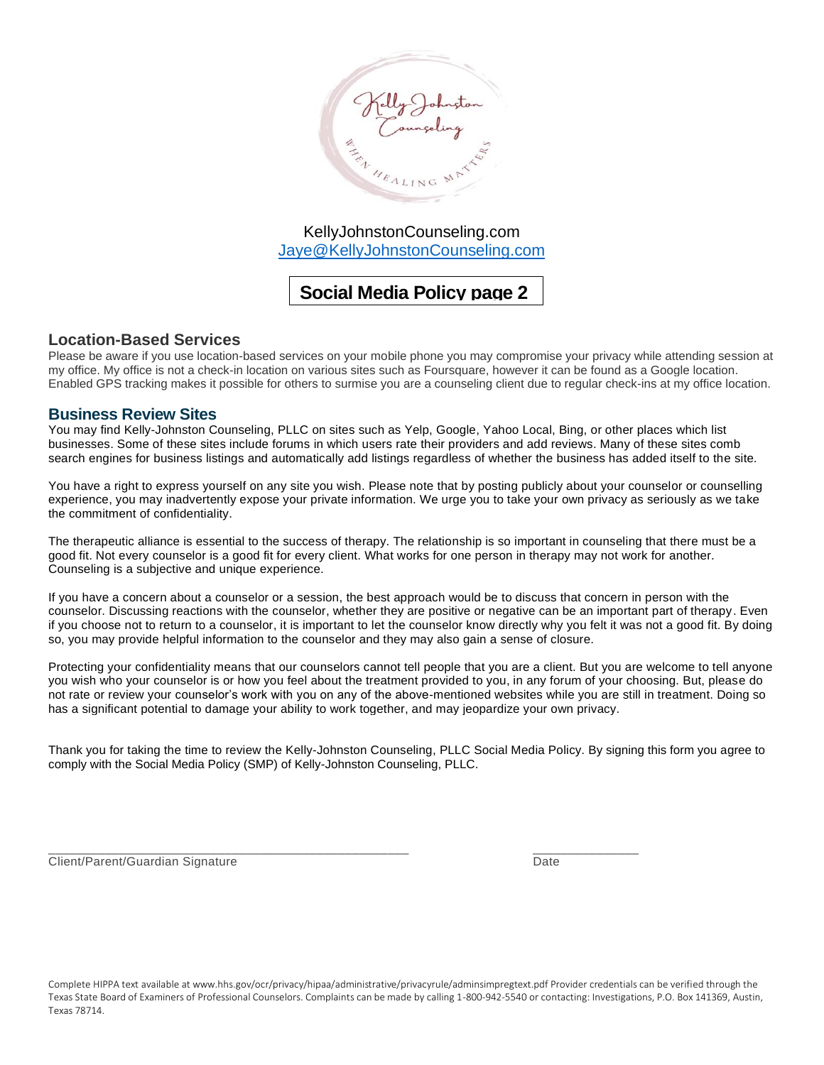KellyJohnstonCounseling.com
Jaye@KellyJohnstonCounseling.com

## Social Media Policy page 2

### Location-Based Services

Please be aware if you use location-based services on your mobile phone you may compromise your privacy while attending session at my office. My office is not a check-in location on various sites such as Foursquare, however it can be found as a Google location. Enabled GPS tracking makes it possible for others to surmise you are a counseling client due to regular check-ins at my office location.

### Business Review Sites

You may find Kelly-Johnston Counseling, PLLC on sites such as Yelp, Google, Yahoo Local, Bing, or other places which list businesses. Some of these sites include forums in which users rate their providers and add reviews. Many of these sites comb search engines for business listings and automatically add listings regardless of whether the business has added itself to the site.

You have a right to express yourself on any site you wish. Please note that by posting publicly about your counselor or counselling experience, you may inadvertently expose your private information. We urge you to take your own privacy as seriously as we take the commitment of confidentiality.

The therapeutic alliance is essential to the success of therapy. The relationship is so important in counseling that there must be a good fit. Not every counselor is a good fit for every client. What works for one person in therapy may not work for another. Counseling is a subjective and unique experience.

If you have a concern about a counselor or a session, the best approach would be to discuss that concern in person with the counselor. Discussing reactions with the counselor, whether they are positive or negative can be an important part of therapy. Even if you choose not to return to a counselor, it is important to let the counselor know directly why you felt it was not a good fit. By doing so, you may provide helpful information to the counselor and they may also gain a sense of closure.

Protecting your confidentiality means that our counselors cannot tell people that you are a client. But you are welcome to tell anyone you wish who your counselor is or how you feel about the treatment provided to you, in any forum of your choosing. But, please do not rate or review your counselor's work with you on any of the above-mentioned websites while you are still in treatment. Doing so has a significant potential to damage your ability to work together, and may jeopardize your own privacy.

Thank you for taking the time to review the Kelly-Johnston Counseling, PLLC Social Media Policy. By signing this form you agree to comply with the Social Media Policy (SMP) of Kelly-Johnston Counseling, PLLC.

_______________________________________________ _______________

Client/Parent/Guardian Signature Date

Complete HIPPA text available at www.hhs.gov/ocr/privacy/hipaa/administrative/privacyrule/adminsimpregtext.pdf Provider credentials can be verified through the Texas State Board of Examiners of Professional Counselors. Complaints can be made by calling 1-800-942-5540 or contacting: Investigations, P.O. Box 141369, Austin, Texas 78714.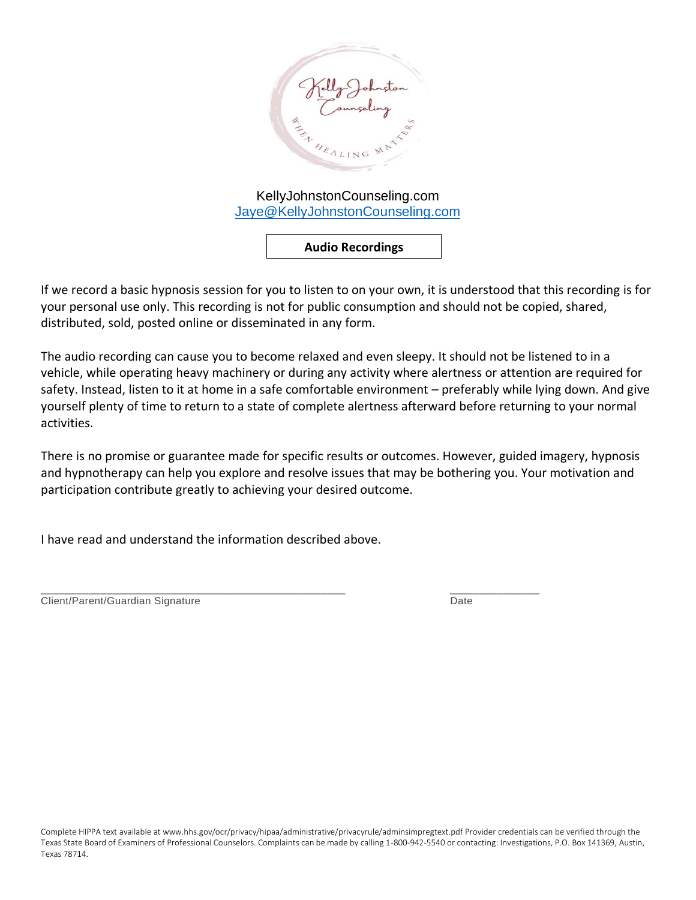KellyJohnstonCounseling.com
Jaye@KellyJohnstonCounseling.com

**Audio Recordings**

If we record a basic hypnosis session for you to listen to on your own, it is understood that this recording is for your personal use only. This recording is not for public consumption and should not be copied, shared, distributed, sold, posted online or disseminated in any form.

The audio recording can cause you to become relaxed and even sleepy. It should not be listened to in a vehicle, while operating heavy machinery or during any activity where alertness or attention are required for safety. Instead, listen to it at home in a safe comfortable environment – preferably while lying down. And give yourself plenty of time to return to a state of complete alertness afterward before returning to your normal activities.

There is no promise or guarantee made for specific results or outcomes. However, guided imagery, hypnosis and hypnotherapy can help you explore and resolve issues that may be bothering you. Your motivation and participation contribute greatly to achieving your desired outcome.

I have read and understand the information described above.

_______________________________________________ _______________

Client/Parent/Guardian Signature Date

Complete HIPPA text available at www.hhs.gov/ocr/privacy/hipaa/administrative/privacyrule/adminsimpregtext.pdf Provider credentials can be verified through the Texas State Board of Examiners of Professional Counselors. Complaints can be made by calling 1-800-942-5540 or contacting: Investigations, P.O. Box 141369, Austin, Texas 78714.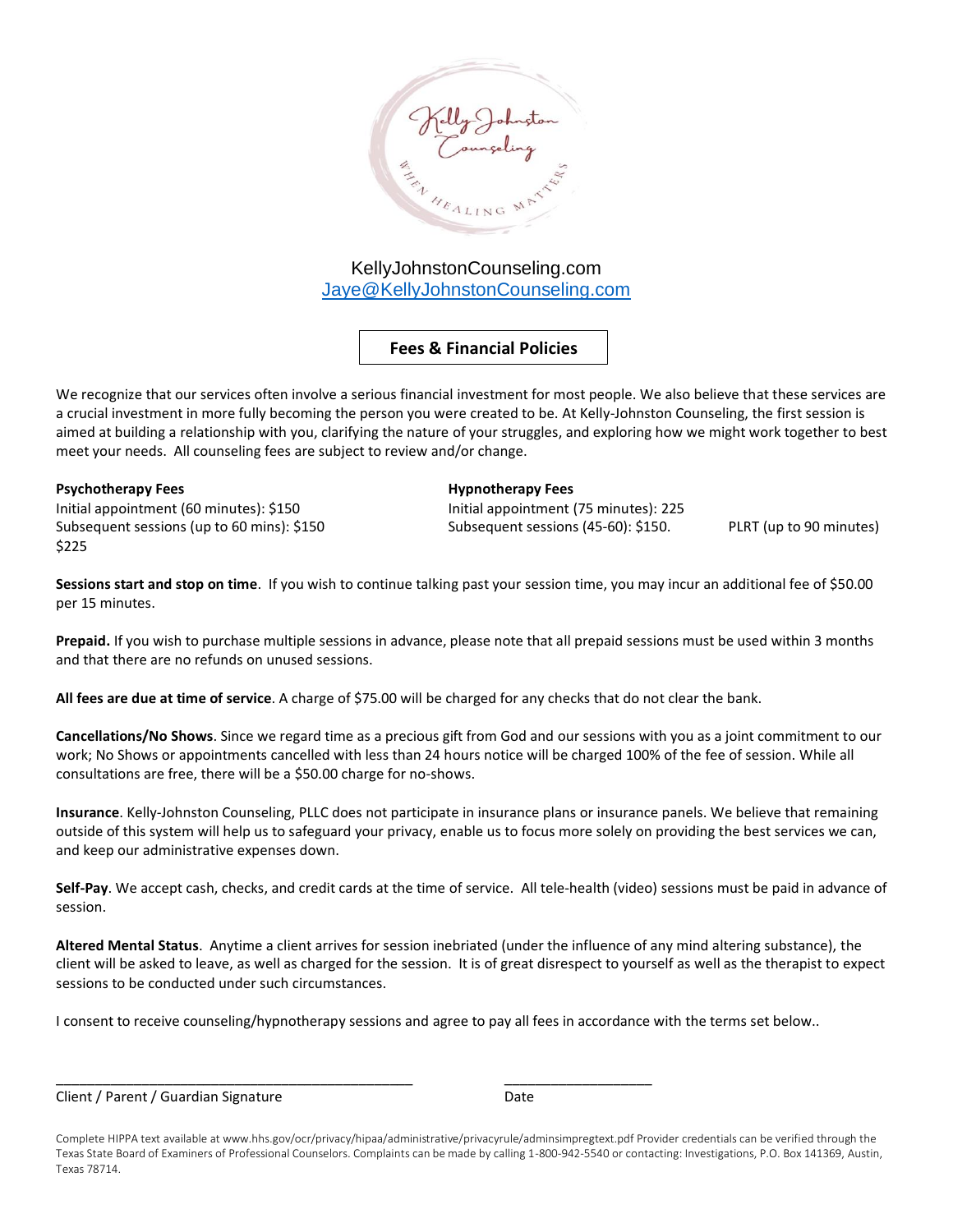KellyJohnstonCounseling.com
Jaye@KellyJohnstonCounseling.com

## Fees & Financial Policies

We recognize that our services often involve a serious financial investment for most people. We also believe that these services are a crucial investment in more fully becoming the person you were created to be. At Kelly-Johnston Counseling, the first session is aimed at building a relationship with you, clarifying the nature of your struggles, and exploring how we might work together to best meet your needs. All counseling fees are subject to review and/or change.

**Psychotherapy Fees**
Initial appointment (60 minutes): $150
Subsequent sessions (up to 60 mins): $150

**Hypnotherapy Fees**
Initial appointment (75 minutes): 225
Subsequent sessions (45-60): $150.
PLRT (up to 90 minutes) $225

**Sessions start and stop on time**. If you wish to continue talking past your session time, you may incur an additional fee of $50.00 per 15 minutes.

**Prepaid.** If you wish to purchase multiple sessions in advance, please note that all prepaid sessions must be used within 3 months and that there are no refunds on unused sessions.

**All fees are due at time of service**. A charge of $75.00 will be charged for any checks that do not clear the bank.

**Cancellations/No Shows**. Since we regard time as a precious gift from God and our sessions with you as a joint commitment to our work; No Shows or appointments cancelled with less than 24 hours notice will be charged 100% of the fee of session. While all consultations are free, there will be a $50.00 charge for no-shows.

**Insurance**. Kelly-Johnston Counseling, PLLC does not participate in insurance plans or insurance panels. We believe that remaining outside of this system will help us to safeguard your privacy, enable us to focus more solely on providing the best services we can, and keep our administrative expenses down.

**Self-Pay**. We accept cash, checks, and credit cards at the time of service. All tele-health (video) sessions must be paid in advance of session.

**Altered Mental Status**. Anytime a client arrives for session inebriated (under the influence of any mind altering substance), the client will be asked to leave, as well as charged for the session. It is of great disrespect to yourself as well as the therapist to expect sessions to be conducted under such circumstances.

I consent to receive counseling/hypnotherapy sessions and agree to pay all fees in accordance with the terms set below..

_______________________________________________ ____________________

Client / Parent / Guardian Signature Date

Complete HIPPA text available at www.hhs.gov/ocr/privacy/hipaa/administrative/privacyrule/adminsimpregtext.pdf Provider credentials can be verified through the Texas State Board of Examiners of Professional Counselors. Complaints can be made by calling 1-800-942-5540 or contacting: Investigations, P.O. Box 141369, Austin, Texas 78714.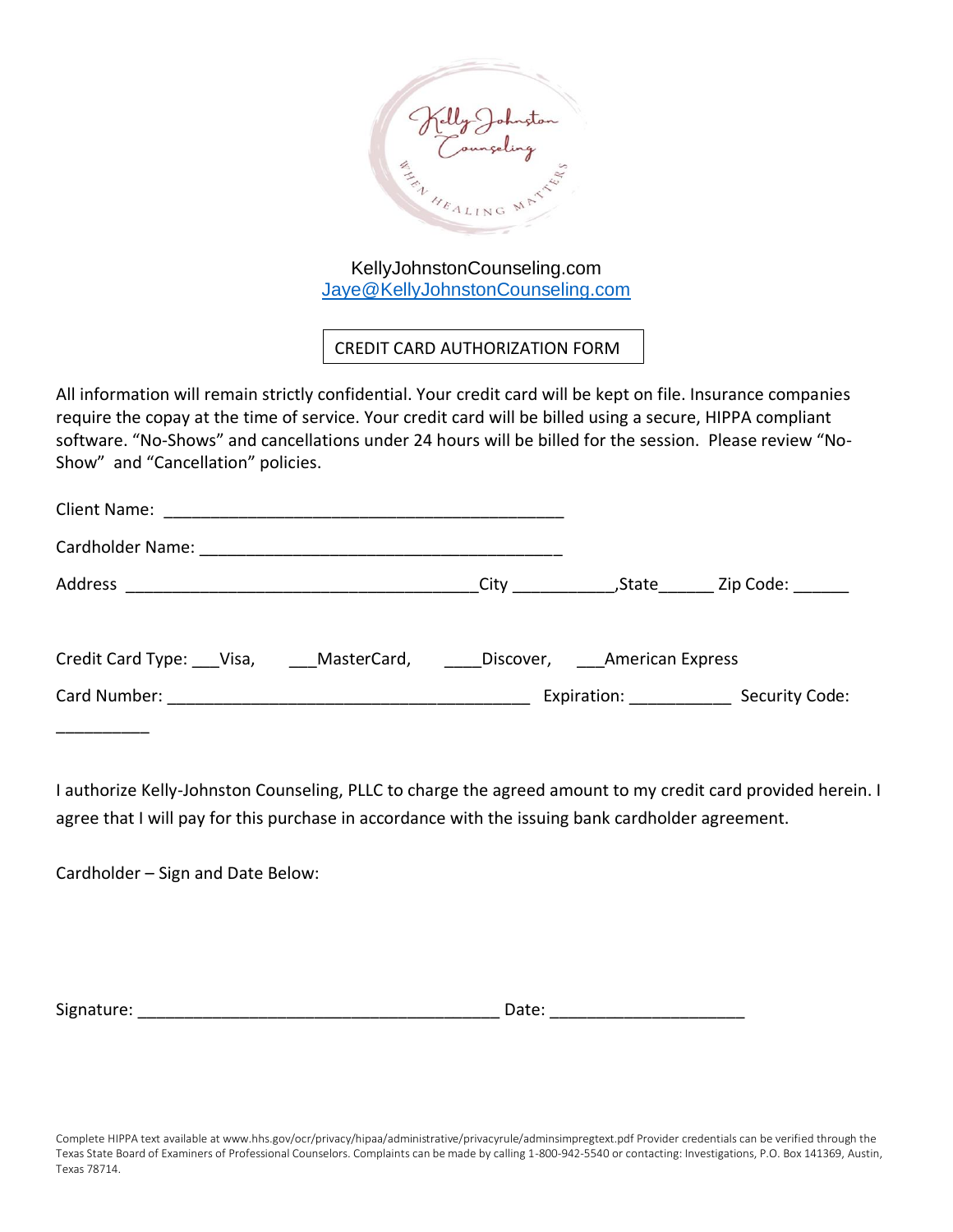KellyJohnstonCounseling.com
Jaye@KellyJohnstonCounseling.com

## CREDIT CARD AUTHORIZATION FORM

All information will remain strictly confidential. Your credit card will be kept on file. Insurance companies require the copay at the time of service. Your credit card will be billed using a secure, HIPPA compliant software. "No-Shows" and cancellations under 24 hours will be billed for the session. Please review "No-Show" and "Cancellation" policies.

Client Name: _____________________________________________

Cardholder Name: ________________________________________

Address ________________________________________City ___________,State______ Zip Code: ______

Credit Card Type: ___Visa, ___MasterCard, ____Discover, ___American Express

Card Number: ________________________________________ Expiration: ___________ Security Code: __________

I authorize Kelly-Johnston Counseling, PLLC to charge the agreed amount to my credit card provided herein. I agree that I will pay for this purchase in accordance with the issuing bank cardholder agreement.

Cardholder – Sign and Date Below:

Signature: ________________________________________ Date: _____________________

Complete HIPPA text available at www.hhs.gov/ocr/privacy/hipaa/administrative/privacyrule/adminsimpregtext.pdf Provider credentials can be verified through the Texas State Board of Examiners of Professional Counselors. Complaints can be made by calling 1-800-942-5540 or contacting: Investigations, P.O. Box 141369, Austin, Texas 78714.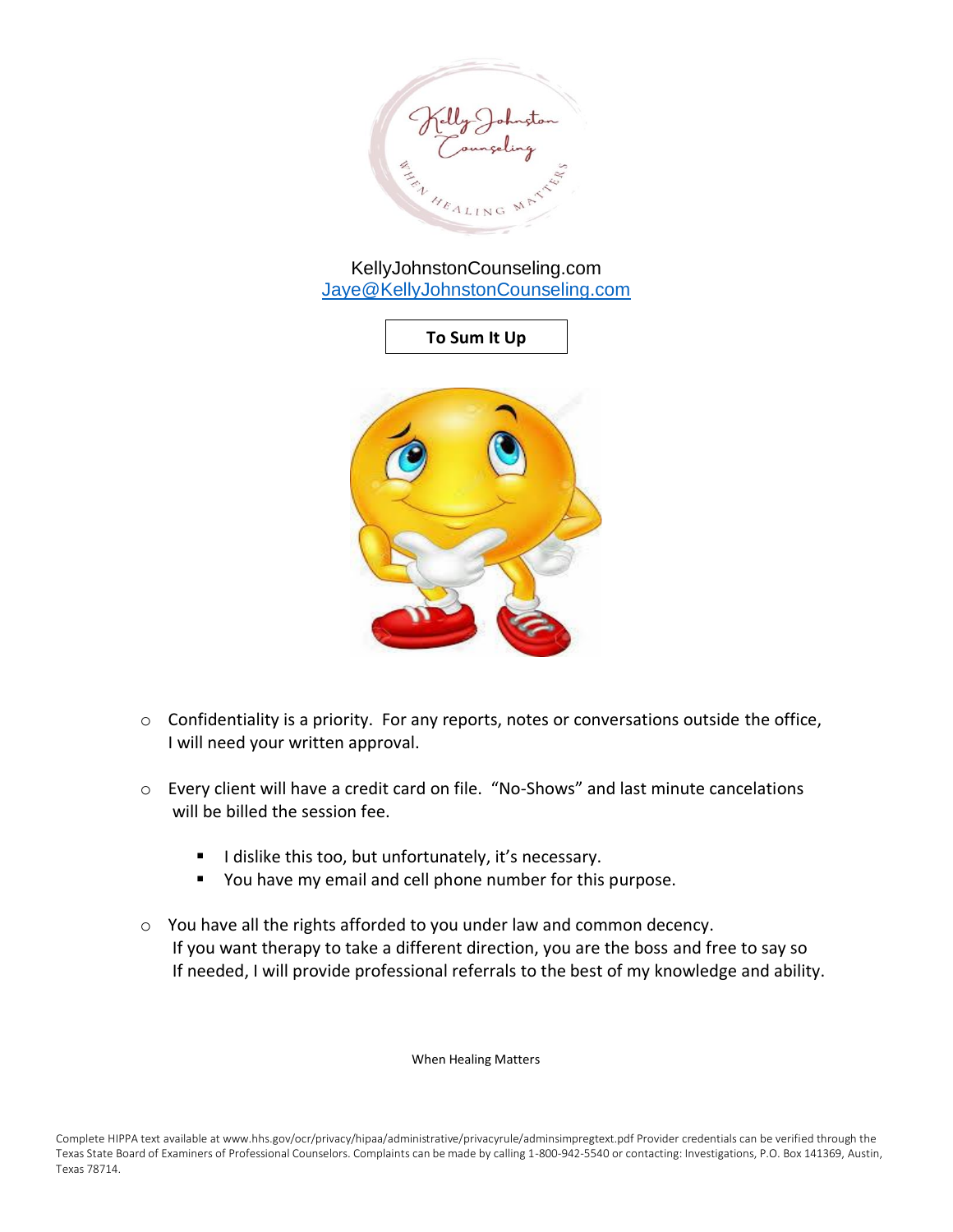KellyJohnstonCounseling.com
Jaye@KellyJohnstonCounseling.com

**To Sum It Up**

- Confidentiality is a priority. For any reports, notes or conversations outside the office, I will need your written approval.

- Every client will have a credit card on file. "No-Shows" and last minute cancelations will be billed the session fee.
  - I dislike this too, but unfortunately, it's necessary.
  - You have my email and cell phone number for this purpose.

- You have all the rights afforded to you under law and common decency. If you want therapy to take a different direction, you are the boss and free to say so If needed, I will provide professional referrals to the best of my knowledge and ability.

When Healing Matters

Complete HIPPA text available at www.hhs.gov/ocr/privacy/hipaa/administrative/privacyrule/adminsimpregtext.pdf Provider credentials can be verified through the Texas State Board of Examiners of Professional Counselors. Complaints can be made by calling 1-800-942-5540 or contacting: Investigations, P.O. Box 141369, Austin, Texas 78714.